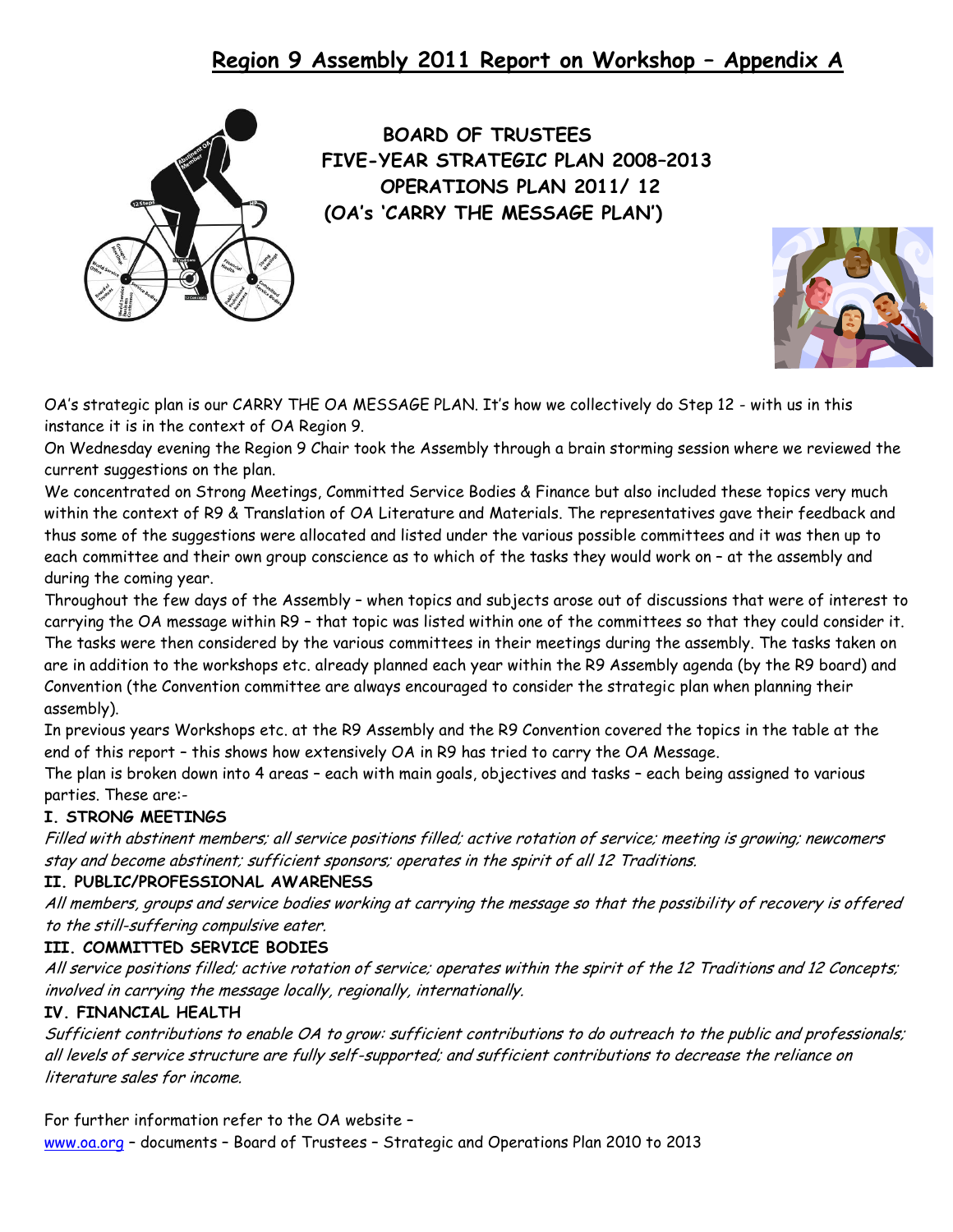# Region 9 Assembly 2011 Report on Workshop – Appendix A

**BOARD OF TRUSTEES**
**FIVE-YEAR STRATEGIC PLAN 2008–2013**
**OPERATIONS PLAN 2011/ 12**
**(OA's 'CARRY THE MESSAGE PLAN')**

OA's strategic plan is our CARRY THE OA MESSAGE PLAN. It's how we collectively do Step 12 - with us in this instance it is in the context of OA Region 9.

On Wednesday evening the Region 9 Chair took the Assembly through a brain storming session where we reviewed the current suggestions on the plan.

We concentrated on Strong Meetings, Committed Service Bodies & Finance but also included these topics very much within the context of R9 & Translation of OA Literature and Materials. The representatives gave their feedback and thus some of the suggestions were allocated and listed under the various possible committees and it was then up to each committee and their own group conscience as to which of the tasks they would work on – at the assembly and during the coming year.

Throughout the few days of the Assembly – when topics and subjects arose out of discussions that were of interest to carrying the OA message within R9 – that topic was listed within one of the committees so that they could consider it. The tasks were then considered by the various committees in their meetings during the assembly. The tasks taken on are in addition to the workshops etc. already planned each year within the R9 Assembly agenda (by the R9 board) and Convention (the Convention committee are always encouraged to consider the strategic plan when planning their assembly).

In previous years Workshops etc. at the R9 Assembly and the R9 Convention covered the topics in the table at the end of this report – this shows how extensively OA in R9 has tried to carry the OA Message.

The plan is broken down into 4 areas – each with main goals, objectives and tasks – each being assigned to various parties. These are:-

**I. STRONG MEETINGS**

*Filled with abstinent members; all service positions filled; active rotation of service; meeting is growing; newcomers stay and become abstinent; sufficient sponsors; operates in the spirit of all 12 Traditions.*

**II. PUBLIC/PROFESSIONAL AWARENESS**

*All members, groups and service bodies working at carrying the message so that the possibility of recovery is offered to the still-suffering compulsive eater.*

**III. COMMITTED SERVICE BODIES**

*All service positions filled; active rotation of service; operates within the spirit of the 12 Traditions and 12 Concepts; involved in carrying the message locally, regionally, internationally.*

**IV. FINANCIAL HEALTH**

*Sufficient contributions to enable OA to grow: sufficient contributions to do outreach to the public and professionals; all levels of service structure are fully self-supported; and sufficient contributions to decrease the reliance on literature sales for income.*

For further information refer to the OA website –
www.oa.org – documents – Board of Trustees – Strategic and Operations Plan 2010 to 2013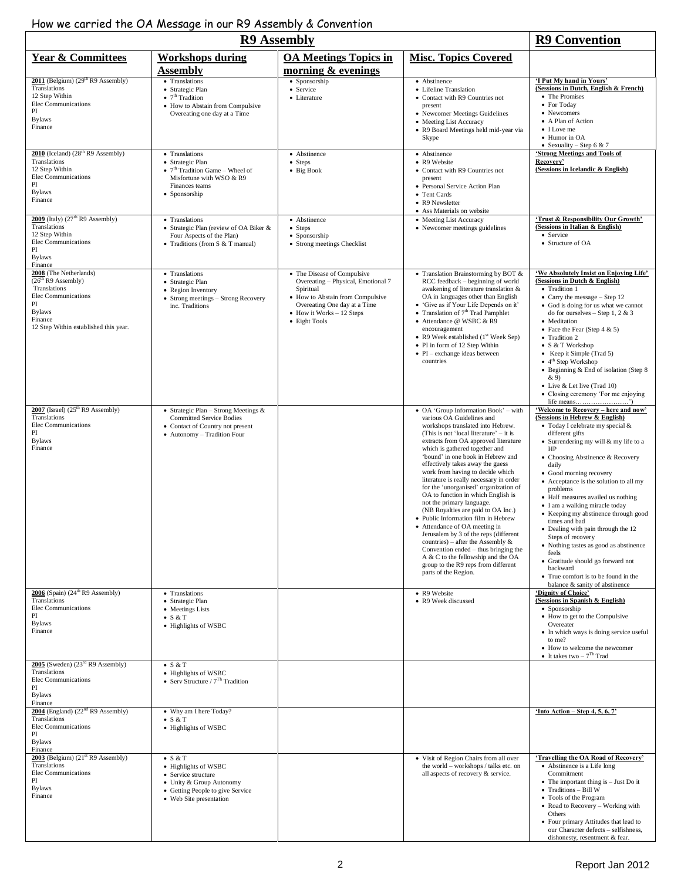How we carried the OA Message in our R9 Assembly & Convention

| R9 Assembly | | | | R9 Convention |
|---|---|---|---|---|
| **Year & Committees** | **Workshops during Assembly** | **OA Meetings Topics in morning & evenings** | **Misc. Topics Covered** | |
| **2011** (Belgium) (29th R9 Assembly)<br>Translations<br>12 Step Within<br>Elec Communications<br>PI<br>Bylaws<br>Finance | • Translations<br>• Strategic Plan<br>• 7th Tradition<br>• How to Abstain from Compulsive Overeating one day at a Time | • Sponsorship<br>• Service<br>• Literature | • Abstinence<br>• Lifeline Translation<br>• Contact with R9 Countries not present<br>• Newcomer Meetings Guidelines<br>• Meeting List Accuracy<br>• R9 Board Meetings held mid-year via Skype | **'I Put My hand in Yours'**<br>**(Sessions in Dutch, English & French)**<br>• The Promises<br>• For Today<br>• Newcomers<br>• A Plan of Action<br>• I Love me<br>• Humor in OA<br>• Sexuality – Step 6 & 7 |
| **2010** (Iceland) (28th R9 Assembly)<br>Translations<br>12 Step Within<br>Elec Communications<br>PI<br>Bylaws<br>Finance | • Translations<br>• Strategic Plan<br>• 7th Tradition Game – Wheel of Misfortune with WSO & R9 Finances teams<br>• Sponsorship | • Abstinence<br>• Steps<br>• Big Book | • Abstinence<br>• R9 Website<br>• Contact with R9 Countries not present<br>• Personal Service Action Plan<br>• Tent Cards<br>• R9 Newsletter<br>• Ass Materials on website | **'Strong Meetings and Tools of Recovery'**<br>**(Sessions in Icelandic & English)** |
| **2009** (Italy) (27th R9 Assembly)<br>Translations<br>12 Step Within<br>Elec Communications<br>PI<br>Bylaws<br>Finance | • Translations<br>• Strategic Plan (review of OA Biker & Four Aspects of the Plan)<br>• Traditions (from S & T manual) | • Abstinence<br>• Steps<br>• Sponsorship<br>• Strong meetings Checklist | • Meeting List Accuracy<br>• Newcomer meetings guidelines | **'Trust & Responsibility Our Growth'**<br>**(Sessions in Italian & English)**<br>• Service<br>• Structure of OA |
| **2008** (The Netherlands)<br>(26th R9 Assembly)<br>Translations<br>Elec Communications<br>PI<br>Bylaws<br>Finance<br>12 Step Within established this year. | • Translations<br>• Strategic Plan<br>• Region Inventory<br>• Strong meetings – Strong Recovery inc. Traditions | • The Disease of Compulsive Overeating – Physical, Emotional 7 Spiritual<br>• How to Abstain from Compulsive Overeating One day at a Time<br>• How it Works – 12 Steps<br>• Eight Tools | • Translation Brainstorming by BOT & RCC feedback – beginning of world awakening of literature translation & OA in languages other than English<br>• 'Give as if Your Life Depends on it'<br>• Translation of 7th Trad Pamphlet<br>• Attendance @ WSBC & R9 encouragement<br>• R9 Week established (1st Week Sep)<br>• PI in form of 12 Step Within<br>• PI – exchange ideas between countries | **'We Absolutely Insist on Enjoying Life'**<br>**(Sessions in Dutch & English)**<br>• Tradition 1<br>• Carry the message – Step 12<br>• God is doing for us what we cannot do for ourselves – Step 1, 2 & 3<br>• Meditation<br>• Face the Fear (Step 4 & 5)<br>• Tradition 2<br>• S & T Workshop<br>• Keep it Simple (Trad 5)<br>• 4th Step Workshop<br>• Beginning & End of isolation (Step 8 & 9)<br>• Live & Let live (Trad 10)<br>• Closing ceremony 'For me enjoying life means……………………') |
| **2007** (Israel) (25th R9 Assembly)<br>Translations<br>Elec Communications<br>PI<br>Bylaws<br>Finance | • Strategic Plan – Strong Meetings & Committed Service Bodies<br>• Contact of Country not present<br>• Autonomy – Tradition Four | | • OA 'Group Information Book' – with various OA Guidelines and workshops translated into Hebrew. (This is not 'local literature' – it is extracts from OA approved literature which is gathered together and 'bound' in one book in Hebrew and effectively takes away the guess work from having to decide which literature is really necessary in order for the 'unorganised' organization of OA to function in which English is not the primary language. (NB Royalties are paid to OA Inc.)<br>• Public Information film in Hebrew<br>• Attendance of OA meeting in Jerusalem by 3 of the reps (different countries) – after the Assembly & Convention ended – thus bringing the A & C to the fellowship and the OA group to the R9 reps from different parts of the Region. | **'Welcome to Recovery – here and now'**<br>**(Sessions in Hebrew & English)**<br>• Today I celebrate my special & different gifts<br>• Surrendering my will & my life to a HP<br>• Choosing Abstinence & Recovery daily<br>• Good morning recovery<br>• Acceptance is the solution to all my problems<br>• Half measures availed us nothing<br>• I am a walking miracle today<br>• Keeping my abstinence through good times and bad<br>• Dealing with pain through the 12 Steps of recovery<br>• Nothing tastes as good as abstinence feels<br>• Gratitude should go forward not backward<br>• True comfort is to be found in the balance & sanity of abstinence |
| **2006** (Spain) (24th R9 Assembly)<br>Translations<br>Elec Communications<br>PI<br>Bylaws<br>Finance | • Translations<br>• Strategic Plan<br>• Meetings Lists<br>• S & T<br>• Highlights of WSBC | | • R9 Website<br>• R9 Week discussed | **'Dignity of Choice'**<br>**(Sessions in Spanish & English)**<br>• Sponsorship<br>• How to get to the Compulsive Overeater<br>• In which ways is doing service useful to me?<br>• How to welcome the newcomer<br>• It takes two – 7Th Trad |
| **2005** (Sweden) (23rd R9 Assembly)<br>Translations<br>Elec Communications<br>PI<br>Bylaws<br>Finance | • S & T<br>• Highlights of WSBC<br>• Serv Structure / 7Th Tradition | | | |
| **2004** (England) (22nd R9 Assembly)<br>Translations<br>Elec Communications<br>PI<br>Bylaws<br>Finance | • Why am I here Today?<br>• S & T<br>• Highlights of WSBC | | | **'Into Action – Step 4, 5, 6, 7'** |
| **2003** (Belgium) (21st R9 Assembly)<br>Translations<br>Elec Communications<br>PI<br>Bylaws<br>Finance | • S & T<br>• Highlights of WSBC<br>• Service structure<br>• Unity & Group Autonomy<br>• Getting People to give Service<br>• Web Site presentation | | • Visit of Region Chairs from all over the world – workshops / talks etc. on all aspects of recovery & service. | **'Travelling the OA Road of Recovery'**<br>• Abstinence is a Life long Commitment<br>• The important thing is – Just Do it<br>• Traditions – Bill W<br>• Tools of the Program<br>• Road to Recovery – Working with Others<br>• Four primary Attitudes that lead to our Character defects – selfishness, dishonesty, resentment & fear. |

Report Jan 2012